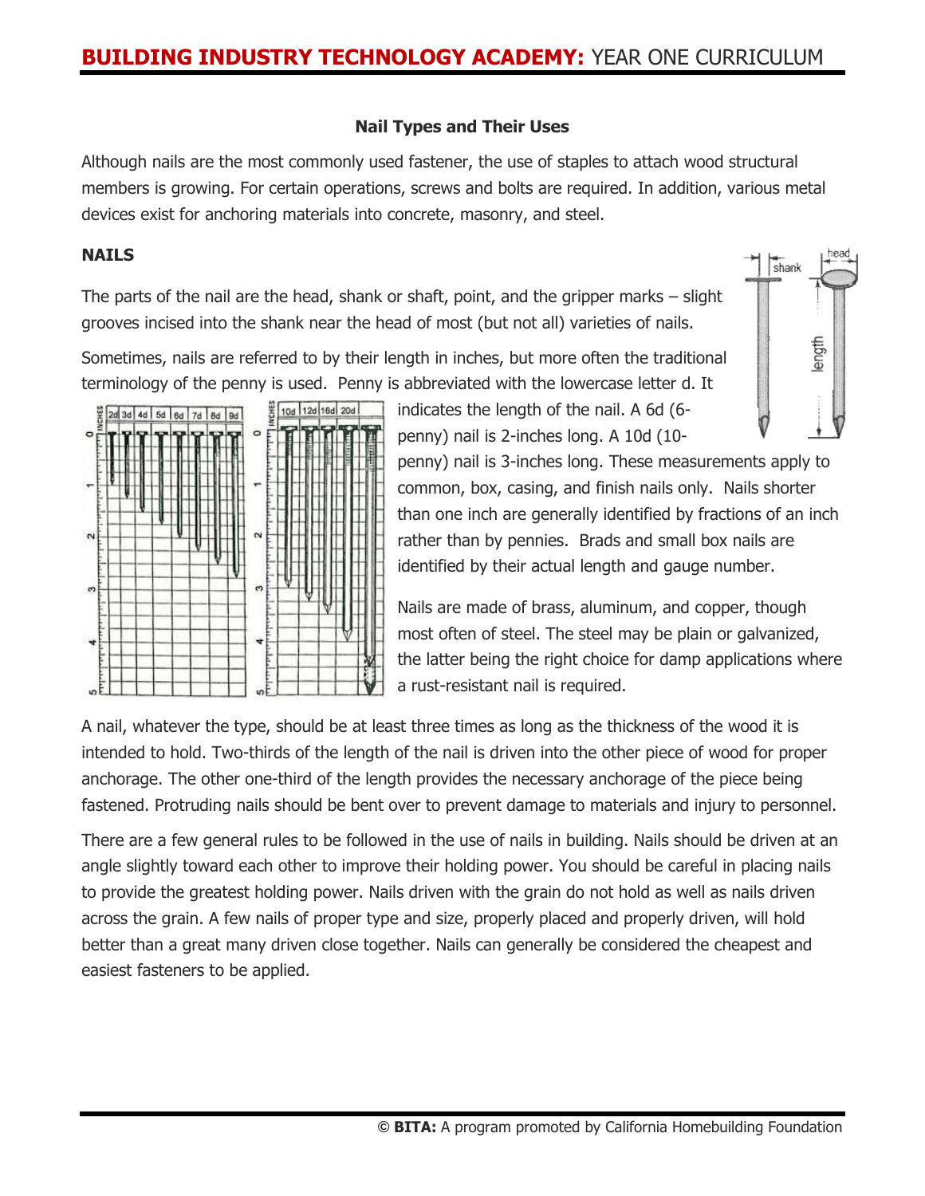## Nail Types and Their Uses

Although nails are the most commonly used fastener, the use of staples to attach wood structural members is growing. For certain operations, screws and bolts are required. In addition, various metal devices exist for anchoring materials into concrete, masonry, and steel.

### NAILS

The parts of the nail are the head, shank or shaft, point, and the gripper marks – slight grooves incised into the shank near the head of most (but not all) varieties of nails.

Sometimes, nails are referred to by their length in inches, but more often the traditional terminology of the penny is used. Penny is abbreviated with the lowercase letter d. It indicates the length of the nail. A 6d (6-penny) nail is 2-inches long. A 10d (10-penny) nail is 3-inches long. These measurements apply to common, box, casing, and finish nails only. Nails shorter than one inch are generally identified by fractions of an inch rather than by pennies. Brads and small box nails are identified by their actual length and gauge number.

Nails are made of brass, aluminum, and copper, though most often of steel. The steel may be plain or galvanized, the latter being the right choice for damp applications where a rust-resistant nail is required.

A nail, whatever the type, should be at least three times as long as the thickness of the wood it is intended to hold. Two-thirds of the length of the nail is driven into the other piece of wood for proper anchorage. The other one-third of the length provides the necessary anchorage of the piece being fastened. Protruding nails should be bent over to prevent damage to materials and injury to personnel.

There are a few general rules to be followed in the use of nails in building. Nails should be driven at an angle slightly toward each other to improve their holding power. You should be careful in placing nails to provide the greatest holding power. Nails driven with the grain do not hold as well as nails driven across the grain. A few nails of proper type and size, properly placed and properly driven, will hold better than a great many driven close together. Nails can generally be considered the cheapest and easiest fasteners to be applied.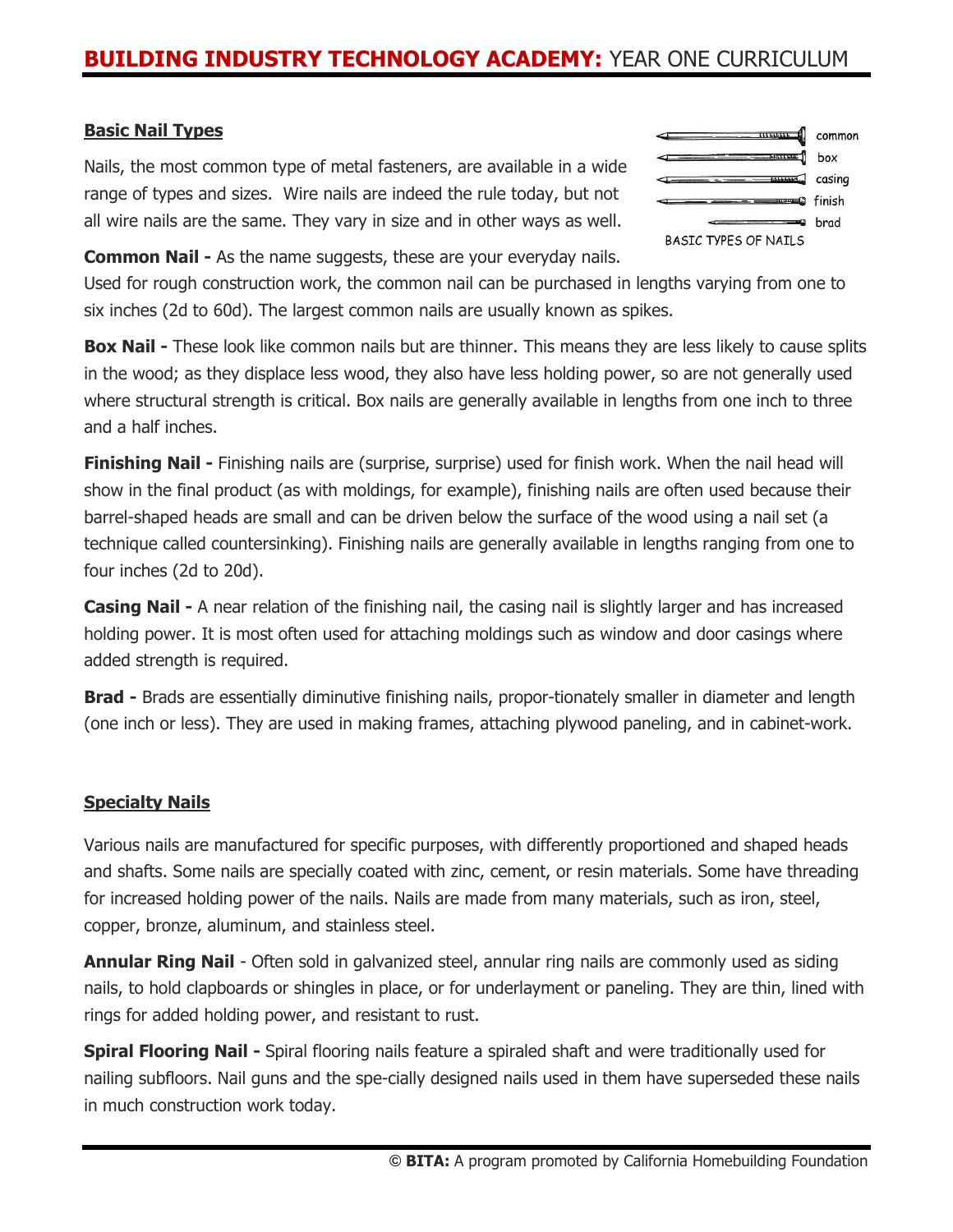## Basic Nail Types

Nails, the most common type of metal fasteners, are available in a wide range of types and sizes. Wire nails are indeed the rule today, but not all wire nails are the same. They vary in size and in other ways as well.

BASIC TYPES OF NAILS

**Common Nail -** As the name suggests, these are your everyday nails. Used for rough construction work, the common nail can be purchased in lengths varying from one to six inches (2d to 60d). The largest common nails are usually known as spikes.

**Box Nail -** These look like common nails but are thinner. This means they are less likely to cause splits in the wood; as they displace less wood, they also have less holding power, so are not generally used where structural strength is critical. Box nails are generally available in lengths from one inch to three and a half inches.

**Finishing Nail -** Finishing nails are (surprise, surprise) used for finish work. When the nail head will show in the final product (as with moldings, for example), finishing nails are often used because their barrel-shaped heads are small and can be driven below the surface of the wood using a nail set (a technique called countersinking). Finishing nails are generally available in lengths ranging from one to four inches (2d to 20d).

**Casing Nail -** A near relation of the finishing nail, the casing nail is slightly larger and has increased holding power. It is most often used for attaching moldings such as window and door casings where added strength is required.

**Brad -** Brads are essentially diminutive finishing nails, propor-tionately smaller in diameter and length (one inch or less). They are used in making frames, attaching plywood paneling, and in cabinet-work.

## Specialty Nails

Various nails are manufactured for specific purposes, with differently proportioned and shaped heads and shafts. Some nails are specially coated with zinc, cement, or resin materials. Some have threading for increased holding power of the nails. Nails are made from many materials, such as iron, steel, copper, bronze, aluminum, and stainless steel.

**Annular Ring Nail** - Often sold in galvanized steel, annular ring nails are commonly used as siding nails, to hold clapboards or shingles in place, or for underlayment or paneling. They are thin, lined with rings for added holding power, and resistant to rust.

**Spiral Flooring Nail -** Spiral flooring nails feature a spiraled shaft and were traditionally used for nailing subfloors. Nail guns and the spe-cially designed nails used in them have superseded these nails in much construction work today.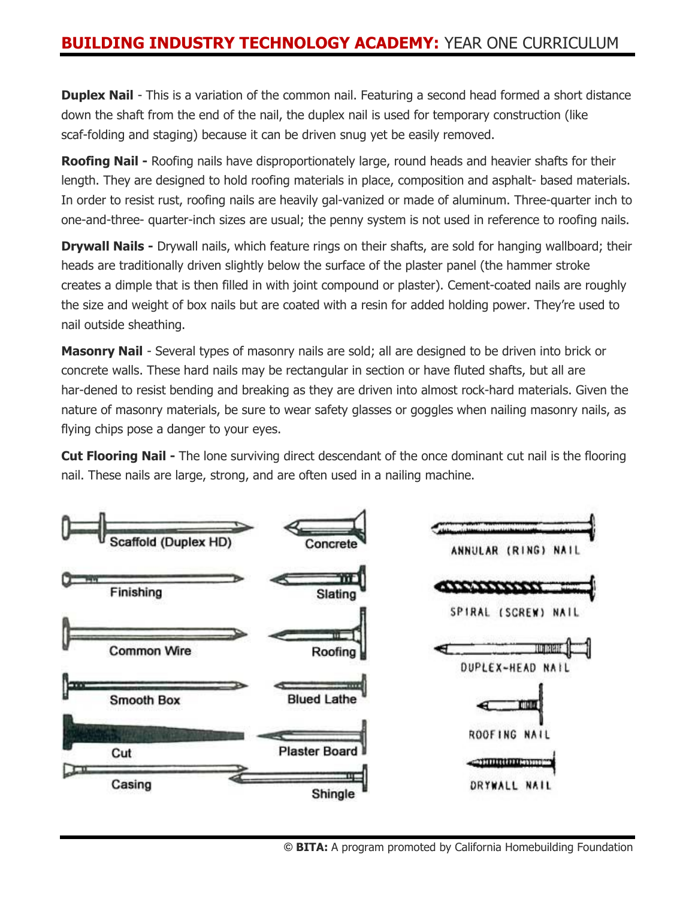**Duplex Nail** - This is a variation of the common nail. Featuring a second head formed a short distance down the shaft from the end of the nail, the duplex nail is used for temporary construction (like scaf-folding and staging) because it can be driven snug yet be easily removed.

**Roofing Nail -** Roofing nails have disproportionately large, round heads and heavier shafts for their length. They are designed to hold roofing materials in place, composition and asphalt- based materials. In order to resist rust, roofing nails are heavily gal-vanized or made of aluminum. Three-quarter inch to one-and-three- quarter-inch sizes are usual; the penny system is not used in reference to roofing nails.

**Drywall Nails -** Drywall nails, which feature rings on their shafts, are sold for hanging wallboard; their heads are traditionally driven slightly below the surface of the plaster panel (the hammer stroke creates a dimple that is then filled in with joint compound or plaster). Cement-coated nails are roughly the size and weight of box nails but are coated with a resin for added holding power. They're used to nail outside sheathing.

**Masonry Nail** - Several types of masonry nails are sold; all are designed to be driven into brick or concrete walls. These hard nails may be rectangular in section or have fluted shafts, but all are har-dened to resist bending and breaking as they are driven into almost rock-hard materials. Given the nature of masonry materials, be sure to wear safety glasses or goggles when nailing masonry nails, as flying chips pose a danger to your eyes.

**Cut Flooring Nail -** The lone surviving direct descendant of the once dominant cut nail is the flooring nail. These nails are large, strong, and are often used in a nailing machine.

Scaffold (Duplex HD) · Concrete · Finishing · Slating · Common Wire · Roofing · Smooth Box · Blued Lathe · Cut · Plaster Board · Casing · Shingle

ANNULAR (RING) NAIL · SPIRAL (SCREW) NAIL · DUPLEX-HEAD NAIL · ROOFING NAIL · DRYWALL NAIL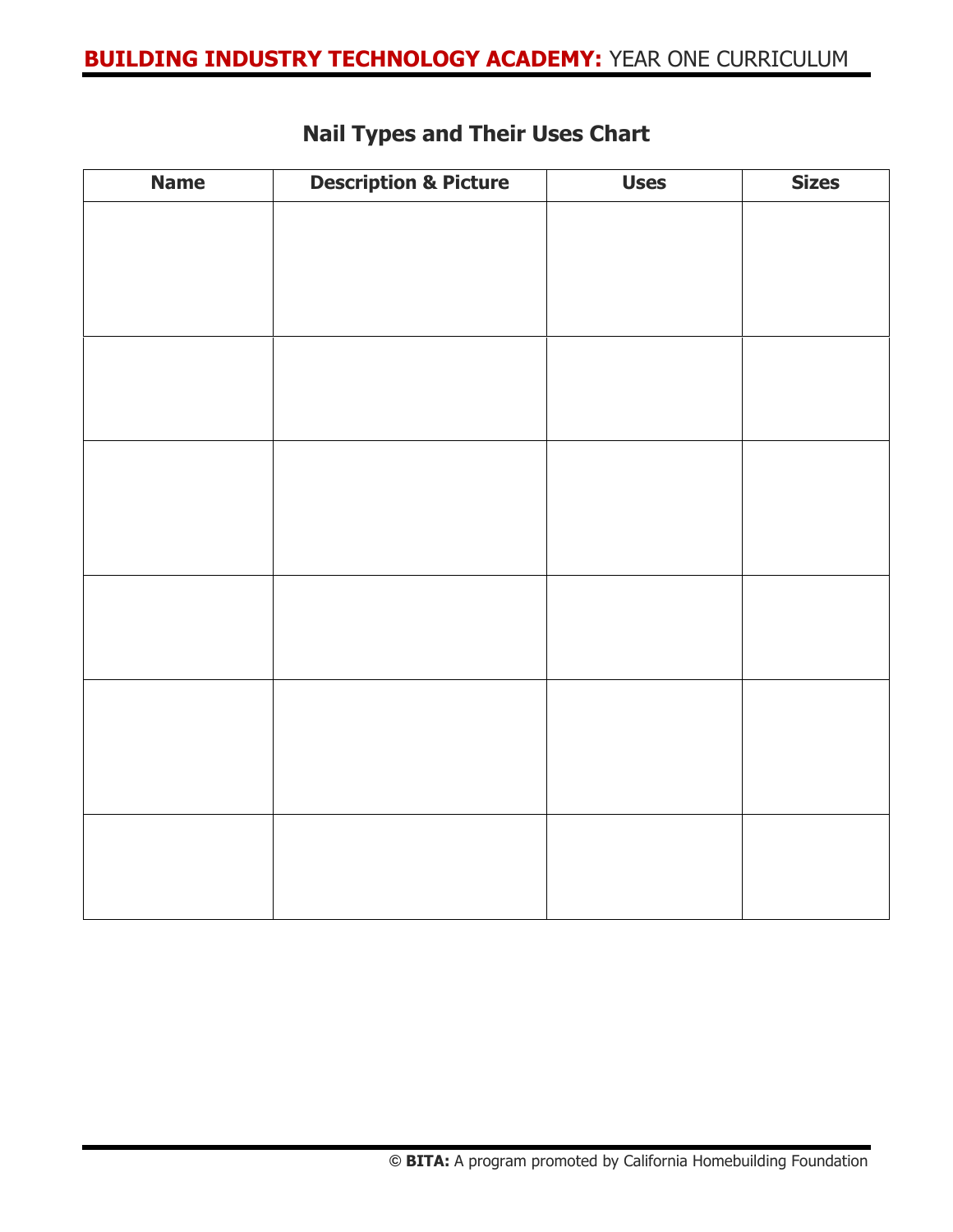## Nail Types and Their Uses Chart

| Name | Description & Picture | Uses | Sizes |
| --- | --- | --- | --- |
| | | | |
| | | | |
| | | | |
| | | | |
| | | | |
| | | | |